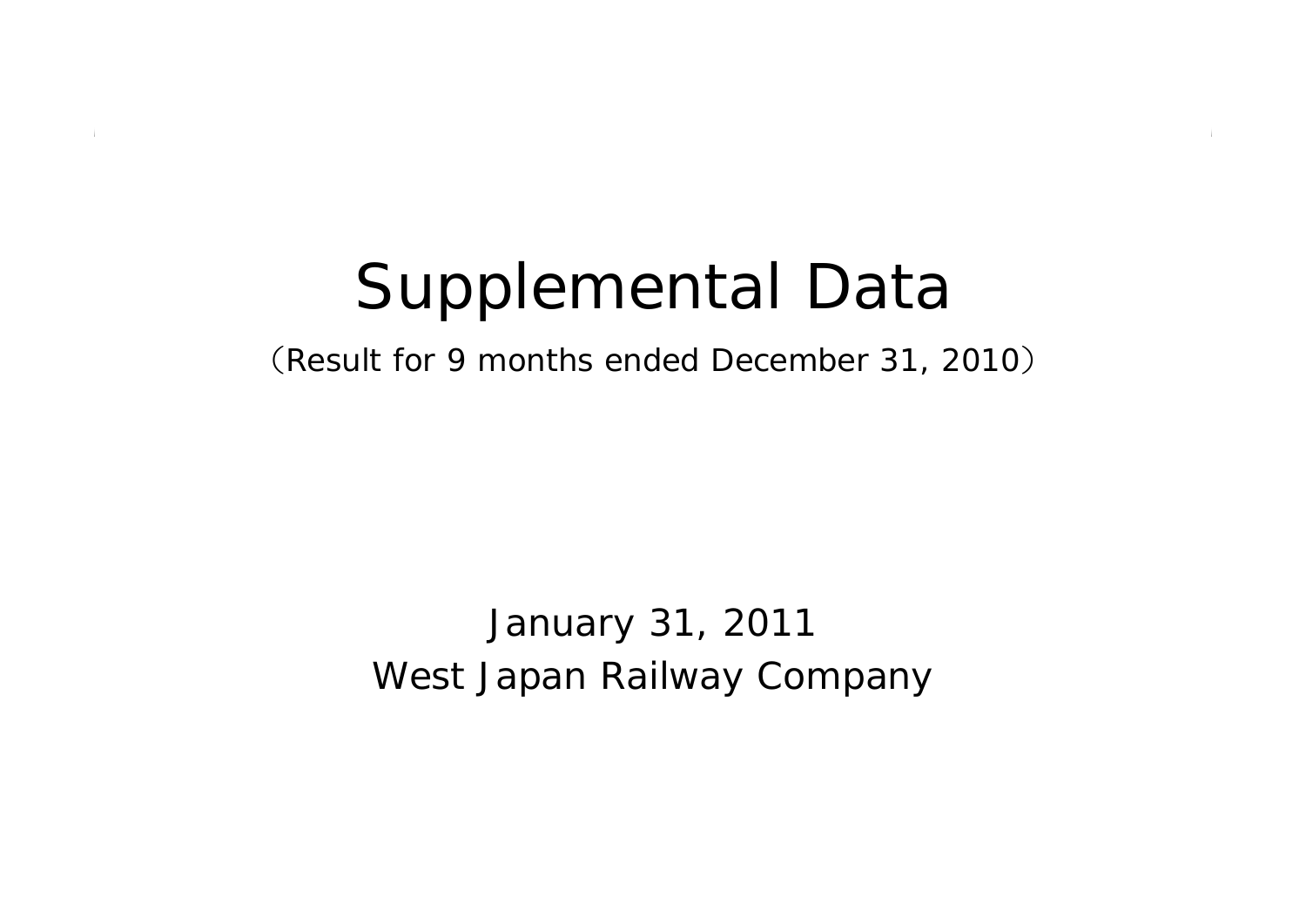# Supplemental Data

（Result for 9 months ended December 31, 2010）

January 31, 2011

West Japan Railway Company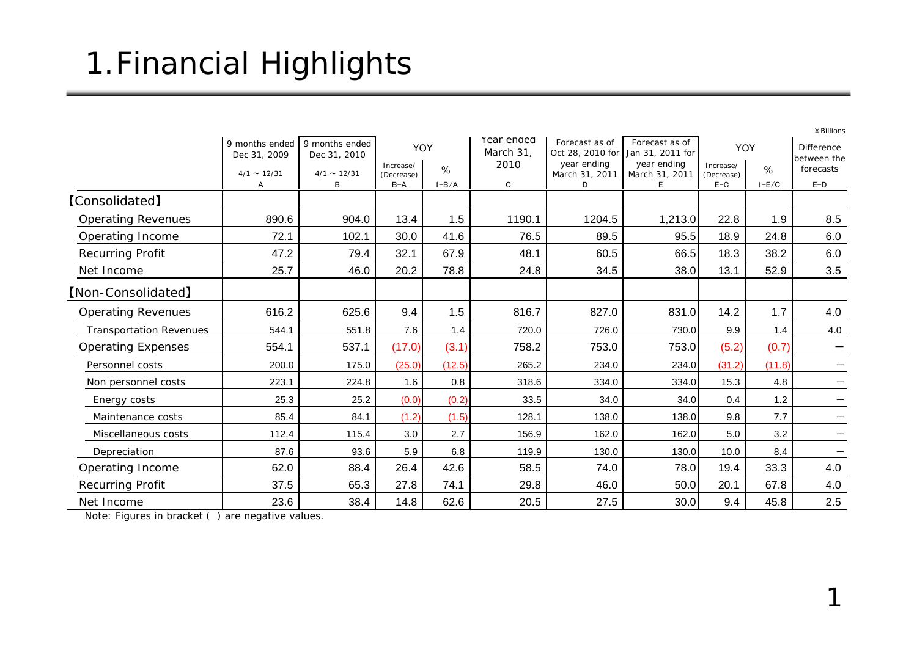# 1.Financial Highlights

¥Billions

| | 9 months ended Dec 31, 2009 | 9 months ended Dec 31, 2010 | YOY | | Year ended March 31, 2010 | Forecast as of Oct 28, 2010 for year ending March 31, 2011 | Forecast as of Jan 31, 2011 for year ending March 31, 2011 | YOY | | Difference between the forecasts |
|---|---|---|---|---|---|---|---|---|---|---|
| | 4/1 ～ 12/31 | 4/1 ～ 12/31 | Increase/ (Decrease) | % | | | | Increase/ (Decrease) | % | |
| | A | B | B−A | 1−B/A | C | D | E | E−C | 1−E/C | E−D |
| 【Consolidated】 | | | | | | | | | | |
| Operating Revenues | 890.6 | 904.0 | 13.4 | 1.5 | 1190.1 | 1204.5 | 1,213.0 | 22.8 | 1.9 | 8.5 |
| Operating Income | 72.1 | 102.1 | 30.0 | 41.6 | 76.5 | 89.5 | 95.5 | 18.9 | 24.8 | 6.0 |
| Recurring Profit | 47.2 | 79.4 | 32.1 | 67.9 | 48.1 | 60.5 | 66.5 | 18.3 | 38.2 | 6.0 |
| Net Income | 25.7 | 46.0 | 20.2 | 78.8 | 24.8 | 34.5 | 38.0 | 13.1 | 52.9 | 3.5 |
| 【Non-Consolidated】 | | | | | | | | | | |
| Operating Revenues | 616.2 | 625.6 | 9.4 | 1.5 | 816.7 | 827.0 | 831.0 | 14.2 | 1.7 | 4.0 |
| Transportation Revenues | 544.1 | 551.8 | 7.6 | 1.4 | 720.0 | 726.0 | 730.0 | 9.9 | 1.4 | 4.0 |
| Operating Expenses | 554.1 | 537.1 | (17.0) | (3.1) | 758.2 | 753.0 | 753.0 | (5.2) | (0.7) | − |
| Personnel costs | 200.0 | 175.0 | (25.0) | (12.5) | 265.2 | 234.0 | 234.0 | (31.2) | (11.8) | − |
| Non personnel costs | 223.1 | 224.8 | 1.6 | 0.8 | 318.6 | 334.0 | 334.0 | 15.3 | 4.8 | − |
| Energy costs | 25.3 | 25.2 | (0.0) | (0.2) | 33.5 | 34.0 | 34.0 | 0.4 | 1.2 | − |
| Maintenance costs | 85.4 | 84.1 | (1.2) | (1.5) | 128.1 | 138.0 | 138.0 | 9.8 | 7.7 | − |
| Miscellaneous costs | 112.4 | 115.4 | 3.0 | 2.7 | 156.9 | 162.0 | 162.0 | 5.0 | 3.2 | − |
| Depreciation | 87.6 | 93.6 | 5.9 | 6.8 | 119.9 | 130.0 | 130.0 | 10.0 | 8.4 | − |
| Operating Income | 62.0 | 88.4 | 26.4 | 42.6 | 58.5 | 74.0 | 78.0 | 19.4 | 33.3 | 4.0 |
| Recurring Profit | 37.5 | 65.3 | 27.8 | 74.1 | 29.8 | 46.0 | 50.0 | 20.1 | 67.8 | 4.0 |
| Net Income | 23.6 | 38.4 | 14.8 | 62.6 | 20.5 | 27.5 | 30.0 | 9.4 | 45.8 | 2.5 |

Note: Figures in bracket ( ) are negative values.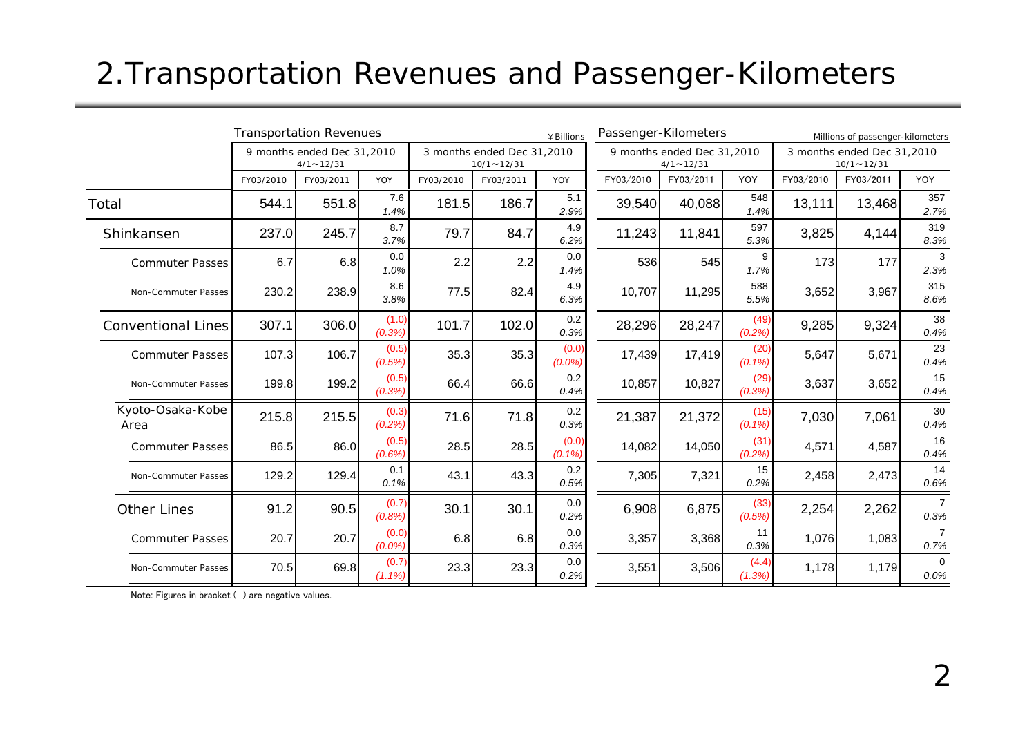# 2.Transportation Revenues and Passenger-Kilometers

| | Transportation Revenues ¥Billions | | | | | | Passenger-Kilometers Millions of passenger-kilometers | | | | | |
|---|---|---|---|---|---|---|---|---|---|---|---|---|
| | 9 months ended Dec 31,2010 4/1～12/31 | | | 3 months ended Dec 31,2010 10/1～12/31 | | | 9 months ended Dec 31,2010 4/1～12/31 | | | 3 months ended Dec 31,2010 10/1～12/31 | | |
| | FY03/2010 | FY03/2011 | YOY | FY03/2010 | FY03/2011 | YOY | FY03/2010 | FY03/2011 | YOY | FY03/2010 | FY03/2011 | YOY |
| Total | 544.1 | 551.8 | 7.6 *1.4%* | 181.5 | 186.7 | 5.1 *2.9%* | 39,540 | 40,088 | 548 *1.4%* | 13,111 | 13,468 | 357 *2.7%* |
| Shinkansen | 237.0 | 245.7 | 8.7 *3.7%* | 79.7 | 84.7 | 4.9 *6.2%* | 11,243 | 11,841 | 597 *5.3%* | 3,825 | 4,144 | 319 *8.3%* |
| Commuter Passes | 6.7 | 6.8 | 0.0 *1.0%* | 2.2 | 2.2 | 0.0 *1.4%* | 536 | 545 | 9 *1.7%* | 173 | 177 | 3 *2.3%* |
| Non-Commuter Passes | 230.2 | 238.9 | 8.6 *3.8%* | 77.5 | 82.4 | 4.9 *6.3%* | 10,707 | 11,295 | 588 *5.5%* | 3,652 | 3,967 | 315 *8.6%* |
| Conventional Lines | 307.1 | 306.0 | (1.0) *(0.3%)* | 101.7 | 102.0 | 0.2 *0.3%* | 28,296 | 28,247 | (49) *(0.2%)* | 9,285 | 9,324 | 38 *0.4%* |
| Commuter Passes | 107.3 | 106.7 | (0.5) *(0.5%)* | 35.3 | 35.3 | (0.0) *(0.0%)* | 17,439 | 17,419 | (20) *(0.1%)* | 5,647 | 5,671 | 23 *0.4%* |
| Non-Commuter Passes | 199.8 | 199.2 | (0.5) *(0.3%)* | 66.4 | 66.6 | 0.2 *0.4%* | 10,857 | 10,827 | (29) *(0.3%)* | 3,637 | 3,652 | 15 *0.4%* |
| Kyoto-Osaka-Kobe Area | 215.8 | 215.5 | (0.3) *(0.2%)* | 71.6 | 71.8 | 0.2 *0.3%* | 21,387 | 21,372 | (15) *(0.1%)* | 7,030 | 7,061 | 30 *0.4%* |
| Commuter Passes | 86.5 | 86.0 | (0.5) *(0.6%)* | 28.5 | 28.5 | (0.0) *(0.1%)* | 14,082 | 14,050 | (31) *(0.2%)* | 4,571 | 4,587 | 16 *0.4%* |
| Non-Commuter Passes | 129.2 | 129.4 | 0.1 *0.1%* | 43.1 | 43.3 | 0.2 *0.5%* | 7,305 | 7,321 | 15 *0.2%* | 2,458 | 2,473 | 14 *0.6%* |
| Other Lines | 91.2 | 90.5 | (0.7) *(0.8%)* | 30.1 | 30.1 | 0.0 *0.2%* | 6,908 | 6,875 | (33) *(0.5%)* | 2,254 | 2,262 | 7 *0.3%* |
| Commuter Passes | 20.7 | 20.7 | (0.0) *(0.0%)* | 6.8 | 6.8 | 0.0 *0.3%* | 3,357 | 3,368 | 11 *0.3%* | 1,076 | 1,083 | 7 *0.7%* |
| Non-Commuter Passes | 70.5 | 69.8 | (0.7) *(1.1%)* | 23.3 | 23.3 | 0.0 *0.2%* | 3,551 | 3,506 | (4.4) *(1.3%)* | 1,178 | 1,179 | 0 *0.0%* |

Note: Figures in bracket ( ) are negative values.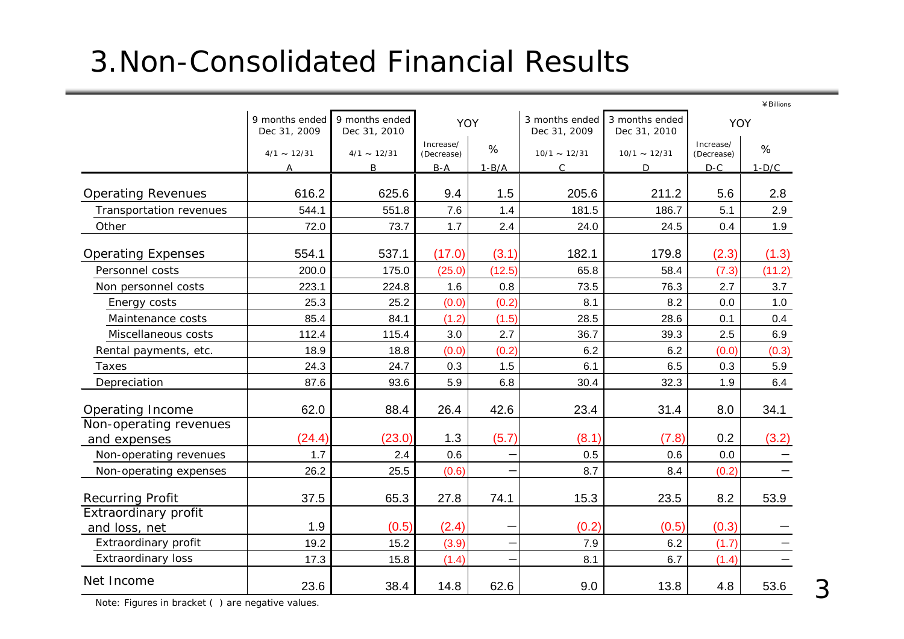# 3.Non-Consolidated Financial Results

¥Billions

| | 9 months ended Dec 31, 2009 | 9 months ended Dec 31, 2010 | YOY | | 3 months ended Dec 31, 2009 | 3 months ended Dec 31, 2010 | YOY | |
|---|---|---|---|---|---|---|---|---|
| | 4/1 ～ 12/31 | 4/1 ～ 12/31 | Increase/ (Decrease) | % | 10/1 ～ 12/31 | 10/1 ～ 12/31 | Increase/ (Decrease) | % |
| | A | B | B-A | 1-B/A | C | D | D-C | 1-D/C |
| Operating Revenues | 616.2 | 625.6 | 9.4 | 1.5 | 205.6 | 211.2 | 5.6 | 2.8 |
| Transportation revenues | 544.1 | 551.8 | 7.6 | 1.4 | 181.5 | 186.7 | 5.1 | 2.9 |
| Other | 72.0 | 73.7 | 1.7 | 2.4 | 24.0 | 24.5 | 0.4 | 1.9 |
| Operating Expenses | 554.1 | 537.1 | (17.0) | (3.1) | 182.1 | 179.8 | (2.3) | (1.3) |
| Personnel costs | 200.0 | 175.0 | (25.0) | (12.5) | 65.8 | 58.4 | (7.3) | (11.2) |
| Non personnel costs | 223.1 | 224.8 | 1.6 | 0.8 | 73.5 | 76.3 | 2.7 | 3.7 |
| Energy costs | 25.3 | 25.2 | (0.0) | (0.2) | 8.1 | 8.2 | 0.0 | 1.0 |
| Maintenance costs | 85.4 | 84.1 | (1.2) | (1.5) | 28.5 | 28.6 | 0.1 | 0.4 |
| Miscellaneous costs | 112.4 | 115.4 | 3.0 | 2.7 | 36.7 | 39.3 | 2.5 | 6.9 |
| Rental payments, etc. | 18.9 | 18.8 | (0.0) | (0.2) | 6.2 | 6.2 | (0.0) | (0.3) |
| Taxes | 24.3 | 24.7 | 0.3 | 1.5 | 6.1 | 6.5 | 0.3 | 5.9 |
| Depreciation | 87.6 | 93.6 | 5.9 | 6.8 | 30.4 | 32.3 | 1.9 | 6.4 |
| Operating Income | 62.0 | 88.4 | 26.4 | 42.6 | 23.4 | 31.4 | 8.0 | 34.1 |
| Non-operating revenues and expenses | (24.4) | (23.0) | 1.3 | (5.7) | (8.1) | (7.8) | 0.2 | (3.2) |
| Non-operating revenues | 1.7 | 2.4 | 0.6 | － | 0.5 | 0.6 | 0.0 | － |
| Non-operating expenses | 26.2 | 25.5 | (0.6) | － | 8.7 | 8.4 | (0.2) | － |
| Recurring Profit | 37.5 | 65.3 | 27.8 | 74.1 | 15.3 | 23.5 | 8.2 | 53.9 |
| Extraordinary profit and loss, net | 1.9 | (0.5) | (2.4) | － | (0.2) | (0.5) | (0.3) | － |
| Extraordinary profit | 19.2 | 15.2 | (3.9) | － | 7.9 | 6.2 | (1.7) | － |
| Extraordinary loss | 17.3 | 15.8 | (1.4) | － | 8.1 | 6.7 | (1.4) | － |
| Net Income | 23.6 | 38.4 | 14.8 | 62.6 | 9.0 | 13.8 | 4.8 | 53.6 |

Note: Figures in bracket ( ) are negative values.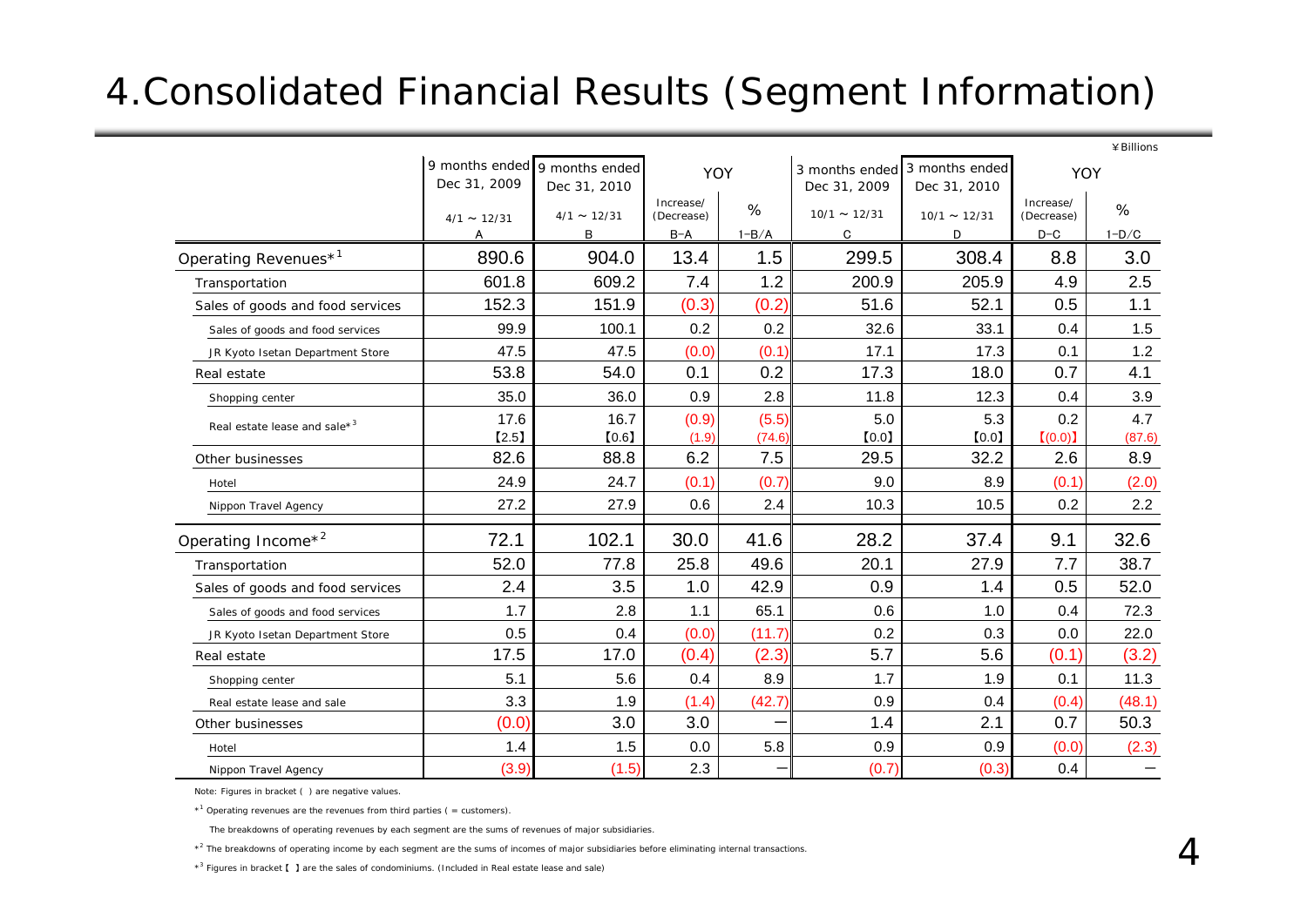# 4.Consolidated Financial Results (Segment Information)

¥Billions

| | 9 months ended Dec 31, 2009 | 9 months ended Dec 31, 2010 | YOY | | 3 months ended Dec 31, 2009 | 3 months ended Dec 31, 2010 | YOY | |
|---|---|---|---|---|---|---|---|---|
| | 4/1 ~ 12/31 | 4/1 ~ 12/31 | Increase/ (Decrease) | % | 10/1 ~ 12/31 | 10/1 ~ 12/31 | Increase/ (Decrease) | % |
| | A | B | B−A | 1−B/A | C | D | D−C | 1−D/C |
| Operating Revenues*[1] | 890.6 | 904.0 | 13.4 | 1.5 | 299.5 | 308.4 | 8.8 | 3.0 |
| Transportation | 601.8 | 609.2 | 7.4 | 1.2 | 200.9 | 205.9 | 4.9 | 2.5 |
| Sales of goods and food services | 152.3 | 151.9 | (0.3) | (0.2) | 51.6 | 52.1 | 0.5 | 1.1 |
| Sales of goods and food services | 99.9 | 100.1 | 0.2 | 0.2 | 32.6 | 33.1 | 0.4 | 1.5 |
| JR Kyoto Isetan Department Store | 47.5 | 47.5 | (0.0) | (0.1) | 17.1 | 17.3 | 0.1 | 1.2 |
| Real estate | 53.8 | 54.0 | 0.1 | 0.2 | 17.3 | 18.0 | 0.7 | 4.1 |
| Shopping center | 35.0 | 36.0 | 0.9 | 2.8 | 11.8 | 12.3 | 0.4 | 3.9 |
| Real estate lease and sale*[3] | 17.6 【2.5】 | 16.7 【0.6】 | (0.9) (1.9) | (5.5) (74.6) | 5.0 【0.0】 | 5.3 【0.0】 | 0.2 【(0.0)】 | 4.7 (87.6) |
| Other businesses | 82.6 | 88.8 | 6.2 | 7.5 | 29.5 | 32.2 | 2.6 | 8.9 |
| Hotel | 24.9 | 24.7 | (0.1) | (0.7) | 9.0 | 8.9 | (0.1) | (2.0) |
| Nippon Travel Agency | 27.2 | 27.9 | 0.6 | 2.4 | 10.3 | 10.5 | 0.2 | 2.2 |
| Operating Income*[2] | 72.1 | 102.1 | 30.0 | 41.6 | 28.2 | 37.4 | 9.1 | 32.6 |
| Transportation | 52.0 | 77.8 | 25.8 | 49.6 | 20.1 | 27.9 | 7.7 | 38.7 |
| Sales of goods and food services | 2.4 | 3.5 | 1.0 | 42.9 | 0.9 | 1.4 | 0.5 | 52.0 |
| Sales of goods and food services | 1.7 | 2.8 | 1.1 | 65.1 | 0.6 | 1.0 | 0.4 | 72.3 |
| JR Kyoto Isetan Department Store | 0.5 | 0.4 | (0.0) | (11.7) | 0.2 | 0.3 | 0.0 | 22.0 |
| Real estate | 17.5 | 17.0 | (0.4) | (2.3) | 5.7 | 5.6 | (0.1) | (3.2) |
| Shopping center | 5.1 | 5.6 | 0.4 | 8.9 | 1.7 | 1.9 | 0.1 | 11.3 |
| Real estate lease and sale | 3.3 | 1.9 | (1.4) | (42.7) | 0.9 | 0.4 | (0.4) | (48.1) |
| Other businesses | (0.0) | 3.0 | 3.0 | − | 1.4 | 2.1 | 0.7 | 50.3 |
| Hotel | 1.4 | 1.5 | 0.0 | 5.8 | 0.9 | 0.9 | (0.0) | (2.3) |
| Nippon Travel Agency | (3.9) | (1.5) | 2.3 | − | (0.7) | (0.3) | 0.4 | − |

Note: Figures in bracket ( ) are negative values.

*[1] Operating revenues are the revenues from third parties ( = customers).

The breakdowns of operating revenues by each segment are the sums of revenues of major subsidiaries.

*[2] The breakdowns of operating income by each segment are the sums of incomes of major subsidiaries before eliminating internal transactions.

*[3] Figures in bracket【 】are the sales of condominiums. (Included in Real estate lease and sale)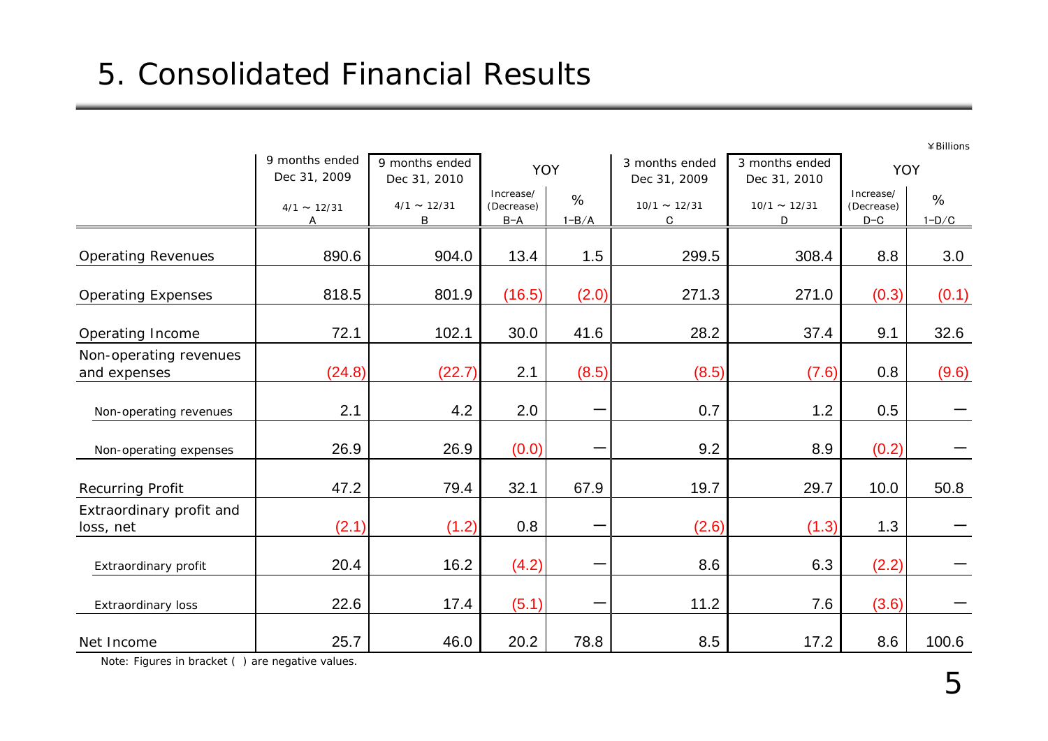# 5. Consolidated Financial Results

¥Billions

| | 9 months ended Dec 31, 2009 4/1 ~ 12/31 A | 9 months ended Dec 31, 2010 4/1 ~ 12/31 B | YOY Increase/ (Decrease) B−A | YOY % 1−B/A | 3 months ended Dec 31, 2009 10/1 ~ 12/31 C | 3 months ended Dec 31, 2010 10/1 ~ 12/31 D | YOY Increase/ (Decrease) D−C | YOY % 1−D/C |
|---|---|---|---|---|---|---|---|---|
| Operating Revenues | 890.6 | 904.0 | 13.4 | 1.5 | 299.5 | 308.4 | 8.8 | 3.0 |
| Operating Expenses | 818.5 | 801.9 | (16.5) | (2.0) | 271.3 | 271.0 | (0.3) | (0.1) |
| Operating Income | 72.1 | 102.1 | 30.0 | 41.6 | 28.2 | 37.4 | 9.1 | 32.6 |
| Non-operating revenues and expenses | (24.8) | (22.7) | 2.1 | (8.5) | (8.5) | (7.6) | 0.8 | (9.6) |
| Non-operating revenues | 2.1 | 4.2 | 2.0 | ― | 0.7 | 1.2 | 0.5 | ― |
| Non-operating expenses | 26.9 | 26.9 | (0.0) | ― | 9.2 | 8.9 | (0.2) | ― |
| Recurring Profit | 47.2 | 79.4 | 32.1 | 67.9 | 19.7 | 29.7 | 10.0 | 50.8 |
| Extraordinary profit and loss, net | (2.1) | (1.2) | 0.8 | ― | (2.6) | (1.3) | 1.3 | ― |
| Extraordinary profit | 20.4 | 16.2 | (4.2) | ― | 8.6 | 6.3 | (2.2) | ― |
| Extraordinary loss | 22.6 | 17.4 | (5.1) | ― | 11.2 | 7.6 | (3.6) | ― |
| Net Income | 25.7 | 46.0 | 20.2 | 78.8 | 8.5 | 17.2 | 8.6 | 100.6 |

Note: Figures in bracket ( ) are negative values.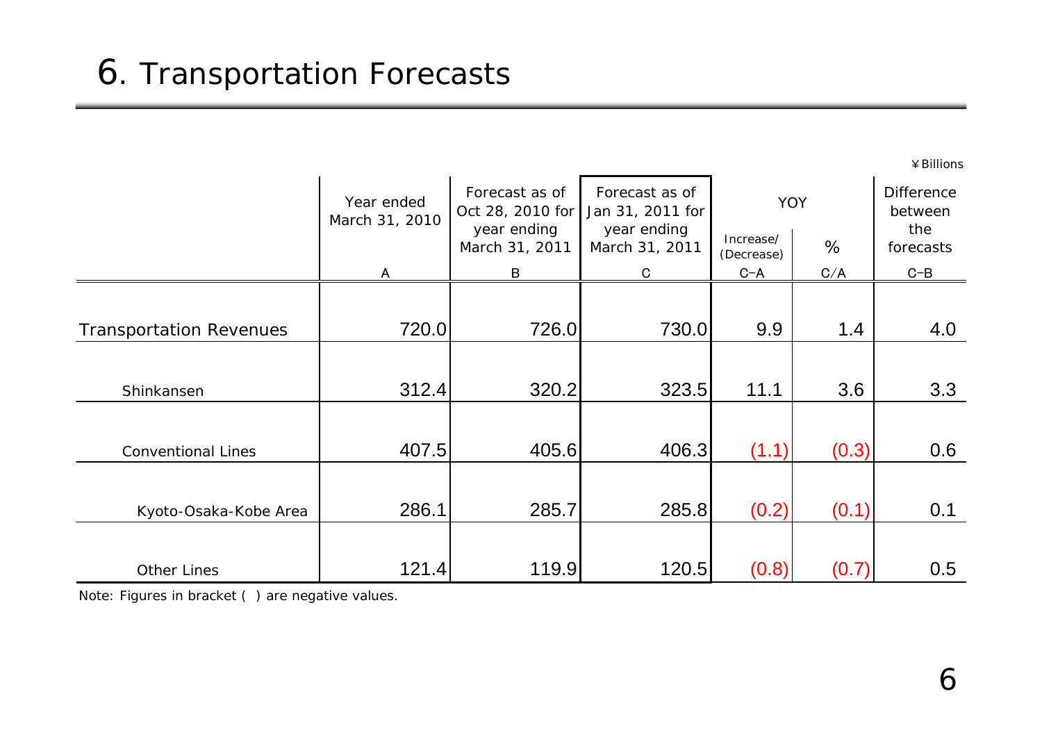# 6. Transportation Forecasts

¥Billions

| | Year ended March 31, 2010 | Forecast as of Oct 28, 2010 for year ending March 31, 2011 | Forecast as of Jan 31, 2011 for year ending March 31, 2011 | YOY | | Difference between the forecasts |
|---|---|---|---|---|---|---|
| | | | | Increase/ (Decrease) | % | |
| | A | B | C | C−A | C/A | C−B |
| Transportation Revenues | 720.0 | 726.0 | 730.0 | 9.9 | 1.4 | 4.0 |
| Shinkansen | 312.4 | 320.2 | 323.5 | 11.1 | 3.6 | 3.3 |
| Conventional Lines | 407.5 | 405.6 | 406.3 | (1.1) | (0.3) | 0.6 |
| Kyoto-Osaka-Kobe Area | 286.1 | 285.7 | 285.8 | (0.2) | (0.1) | 0.1 |
| Other Lines | 121.4 | 119.9 | 120.5 | (0.8) | (0.7) | 0.5 |

Note: Figures in bracket ( ) are negative values.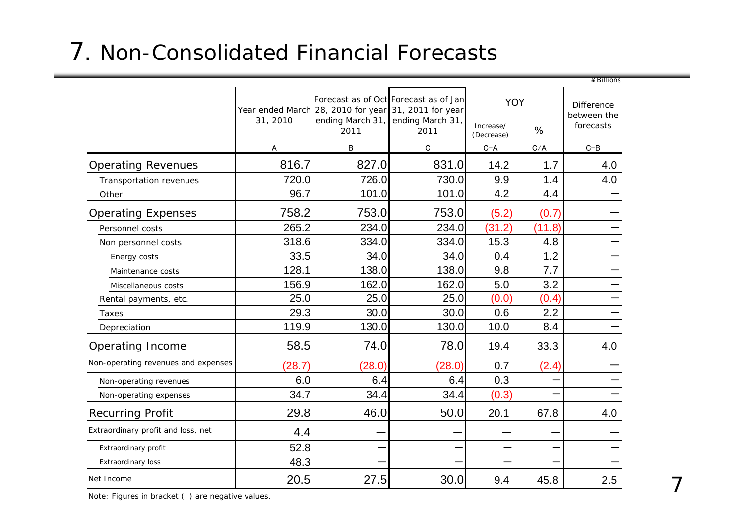# 7. Non-Consolidated Financial Forecasts

¥Billions

| | Year ended March 31, 2010 | Forecast as of Oct 28, 2010 for year ending March 31, 2011 | Forecast as of Jan 31, 2011 for year ending March 31, 2011 | YOY | | Difference between the forecasts |
|---|---|---|---|---|---|---|
| | | | | Increase/ (Decrease) | % | |
| | A | B | C | C−A | C/A | C−B |
| Operating Revenues | 816.7 | 827.0 | 831.0 | 14.2 | 1.7 | 4.0 |
| Transportation revenues | 720.0 | 726.0 | 730.0 | 9.9 | 1.4 | 4.0 |
| Other | 96.7 | 101.0 | 101.0 | 4.2 | 4.4 | — |
| Operating Expenses | 758.2 | 753.0 | 753.0 | (5.2) | (0.7) | — |
| Personnel costs | 265.2 | 234.0 | 234.0 | (31.2) | (11.8) | — |
| Non personnel costs | 318.6 | 334.0 | 334.0 | 15.3 | 4.8 | — |
| Energy costs | 33.5 | 34.0 | 34.0 | 0.4 | 1.2 | — |
| Maintenance costs | 128.1 | 138.0 | 138.0 | 9.8 | 7.7 | — |
| Miscellaneous costs | 156.9 | 162.0 | 162.0 | 5.0 | 3.2 | — |
| Rental payments, etc. | 25.0 | 25.0 | 25.0 | (0.0) | (0.4) | — |
| Taxes | 29.3 | 30.0 | 30.0 | 0.6 | 2.2 | — |
| Depreciation | 119.9 | 130.0 | 130.0 | 10.0 | 8.4 | — |
| Operating Income | 58.5 | 74.0 | 78.0 | 19.4 | 33.3 | 4.0 |
| Non-operating revenues and expenses | (28.7) | (28.0) | (28.0) | 0.7 | (2.4) | — |
| Non-operating revenues | 6.0 | 6.4 | 6.4 | 0.3 | — | — |
| Non-operating expenses | 34.7 | 34.4 | 34.4 | (0.3) | — | — |
| Recurring Profit | 29.8 | 46.0 | 50.0 | 20.1 | 67.8 | 4.0 |
| Extraordinary profit and loss, net | 4.4 | — | — | — | — | — |
| Extraordinary profit | 52.8 | — | — | — | — | — |
| Extraordinary loss | 48.3 | — | — | — | — | — |
| Net Income | 20.5 | 27.5 | 30.0 | 9.4 | 45.8 | 2.5 |

Note: Figures in bracket ( ) are negative values.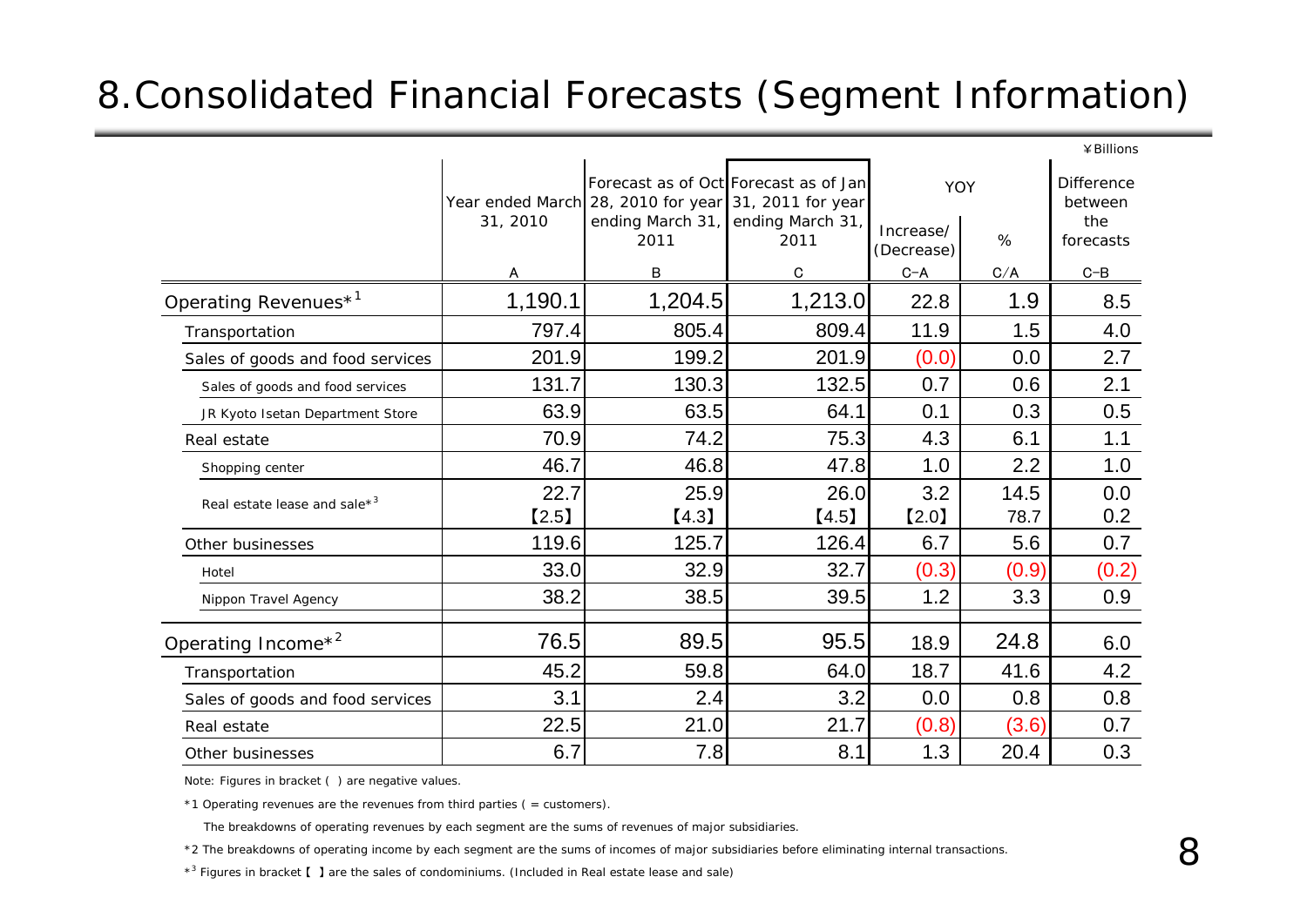# 8.Consolidated Financial Forecasts (Segment Information)

¥Billions

| | Year ended March 31, 2010 | Forecast as of Oct 28, 2010 for year ending March 31, 2011 | Forecast as of Jan 31, 2011 for year ending March 31, 2011 | YOY | | Difference between the forecasts |
|---|---|---|---|---|---|---|
| | | | | Increase/ (Decrease) | % | |
| | A | B | C | C−A | C/A | C−B |
| Operating Revenues*[1] | 1,190.1 | 1,204.5 | 1,213.0 | 22.8 | 1.9 | 8.5 |
| Transportation | 797.4 | 805.4 | 809.4 | 11.9 | 1.5 | 4.0 |
| Sales of goods and food services | 201.9 | 199.2 | 201.9 | (0.0) | 0.0 | 2.7 |
| Sales of goods and food services | 131.7 | 130.3 | 132.5 | 0.7 | 0.6 | 2.1 |
| JR Kyoto Isetan Department Store | 63.9 | 63.5 | 64.1 | 0.1 | 0.3 | 0.5 |
| Real estate | 70.9 | 74.2 | 75.3 | 4.3 | 6.1 | 1.1 |
| Shopping center | 46.7 | 46.8 | 47.8 | 1.0 | 2.2 | 1.0 |
| Real estate lease and sale*[3] | 22.7 | 25.9 | 26.0 | 3.2 | 14.5 | 0.0 |
| | 【2.5】 | 【4.3】 | 【4.5】 | 【2.0】 | 78.7 | 0.2 |
| Other businesses | 119.6 | 125.7 | 126.4 | 6.7 | 5.6 | 0.7 |
| Hotel | 33.0 | 32.9 | 32.7 | (0.3) | (0.9) | (0.2) |
| Nippon Travel Agency | 38.2 | 38.5 | 39.5 | 1.2 | 3.3 | 0.9 |
| Operating Income*[2] | 76.5 | 89.5 | 95.5 | 18.9 | 24.8 | 6.0 |
| Transportation | 45.2 | 59.8 | 64.0 | 18.7 | 41.6 | 4.2 |
| Sales of goods and food services | 3.1 | 2.4 | 3.2 | 0.0 | 0.8 | 0.8 |
| Real estate | 22.5 | 21.0 | 21.7 | (0.8) | (3.6) | 0.7 |
| Other businesses | 6.7 | 7.8 | 8.1 | 1.3 | 20.4 | 0.3 |

Note: Figures in bracket ( ) are negative values.

*1 Operating revenues are the revenues from third parties ( = customers).

The breakdowns of operating revenues by each segment are the sums of revenues of major subsidiaries.

*2 The breakdowns of operating income by each segment are the sums of incomes of major subsidiaries before eliminating internal transactions.

*3 Figures in bracket 【 】are the sales of condominiums. (Included in Real estate lease and sale)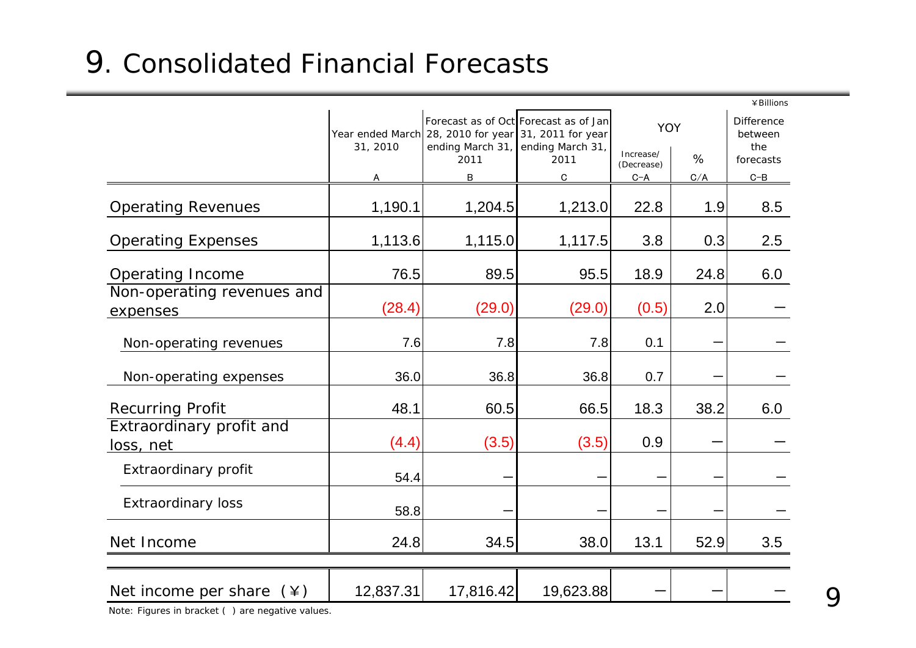# 9. Consolidated Financial Forecasts

¥Billions

| | Year ended March 31, 2010 | Forecast as of Oct 28, 2010 for year ending March 31, 2011 | Forecast as of Jan 31, 2011 for year ending March 31, 2011 | YOY | | Difference between the forecasts |
|---|---|---|---|---|---|---|
| | | | | Increase/ (Decrease) | % | |
| | A | B | C | C−A | C/A | C−B |
| Operating Revenues | 1,190.1 | 1,204.5 | 1,213.0 | 22.8 | 1.9 | 8.5 |
| Operating Expenses | 1,113.6 | 1,115.0 | 1,117.5 | 3.8 | 0.3 | 2.5 |
| Operating Income | 76.5 | 89.5 | 95.5 | 18.9 | 24.8 | 6.0 |
| Non-operating revenues and expenses | (28.4) | (29.0) | (29.0) | (0.5) | 2.0 | − |
| Non-operating revenues | 7.6 | 7.8 | 7.8 | 0.1 | − | − |
| Non-operating expenses | 36.0 | 36.8 | 36.8 | 0.7 | − | − |
| Recurring Profit | 48.1 | 60.5 | 66.5 | 18.3 | 38.2 | 6.0 |
| Extraordinary profit and loss, net | (4.4) | (3.5) | (3.5) | 0.9 | − | − |
| Extraordinary profit | 54.4 | − | − | − | − | − |
| Extraordinary loss | 58.8 | − | − | − | − | − |
| Net Income | 24.8 | 34.5 | 38.0 | 13.1 | 52.9 | 3.5 |
| Net income per share (¥) | 12,837.31 | 17,816.42 | 19,623.88 | − | − | − |

Note: Figures in bracket ( ) are negative values.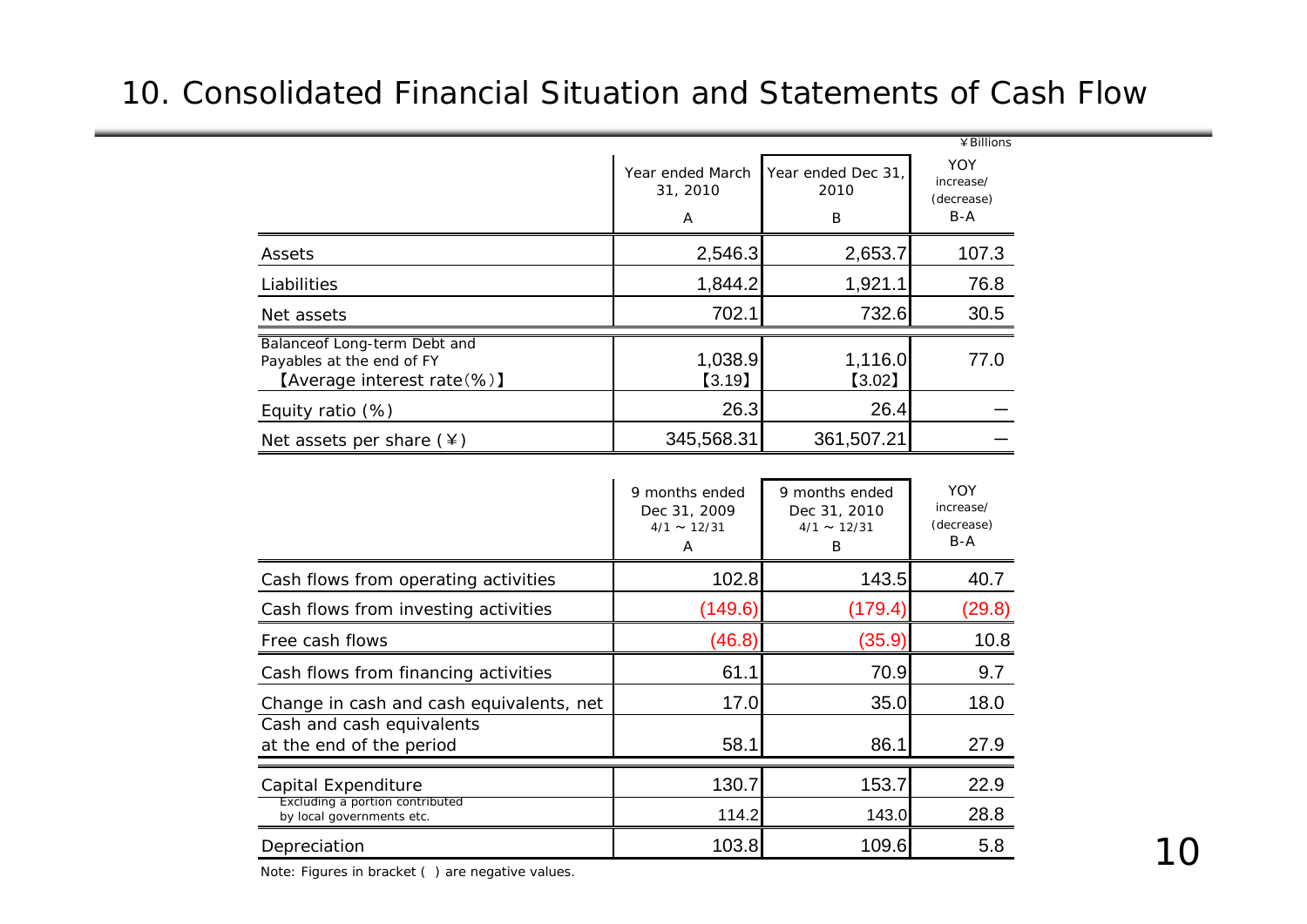# 10. Consolidated Financial Situation and Statements of Cash Flow

¥Billions

| | Year ended March 31, 2010<br>A | Year ended Dec 31, 2010<br>B | YOY increase/ (decrease)<br>B-A |
|---|---|---|---|
| Assets | 2,546.3 | 2,653.7 | 107.3 |
| Liabilities | 1,844.2 | 1,921.1 | 76.8 |
| Net assets | 702.1 | 732.6 | 30.5 |
| Balanceof Long-term Debt and Payables at the end of FY 【Average interest rate(%)】 | 1,038.9 【3.19】 | 1,116.0 【3.02】 | 77.0 |
| Equity ratio (%) | 26.3 | 26.4 | ― |
| Net assets per share (¥) | 345,568.31 | 361,507.21 | ― |

| | 9 months ended Dec 31, 2009<br>4/1 ~ 12/31<br>A | 9 months ended Dec 31, 2010<br>4/1 ~ 12/31<br>B | YOY increase/ (decrease)<br>B-A |
|---|---|---|---|
| Cash flows from operating activities | 102.8 | 143.5 | 40.7 |
| Cash flows from investing activities | (149.6) | (179.4) | (29.8) |
| Free cash flows | (46.8) | (35.9) | 10.8 |
| Cash flows from financing activities | 61.1 | 70.9 | 9.7 |
| Change in cash and cash equivalents, net | 17.0 | 35.0 | 18.0 |
| Cash and cash equivalents at the end of the period | 58.1 | 86.1 | 27.9 |
| Capital Expenditure | 130.7 | 153.7 | 22.9 |
| Excluding a portion contributed by local governments etc. | 114.2 | 143.0 | 28.8 |
| Depreciation | 103.8 | 109.6 | 5.8 |

Note: Figures in bracket ( ) are negative values.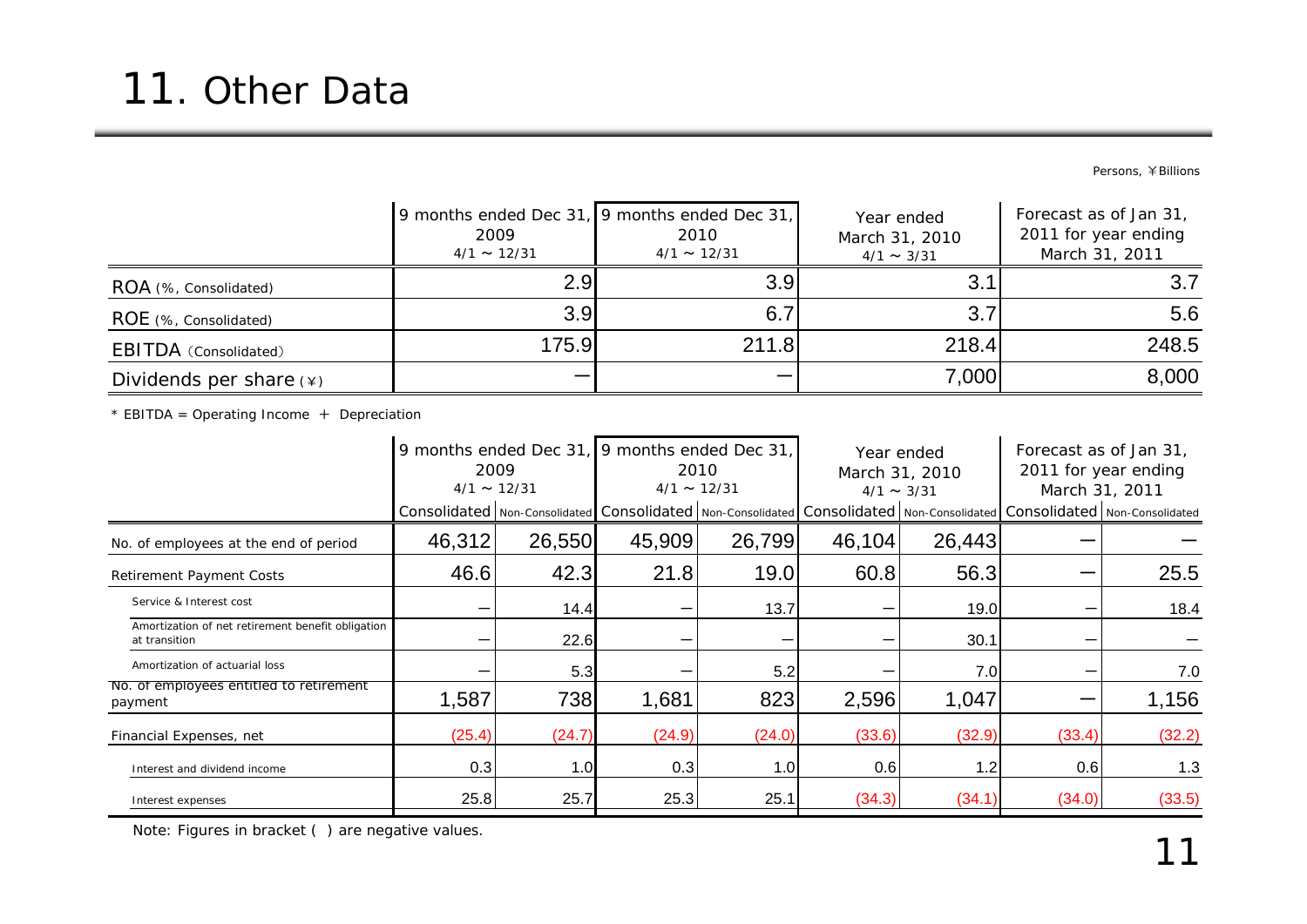# 11. Other Data

Persons, ¥Billions

| | 9 months ended Dec 31, 2009 4/1 ~ 12/31 | 9 months ended Dec 31, 2010 4/1 ~ 12/31 | Year ended March 31, 2010 4/1 ~ 3/31 | Forecast as of Jan 31, 2011 for year ending March 31, 2011 |
|---|---|---|---|---|
| ROA (%, Consolidated) | 2.9 | 3.9 | 3.1 | 3.7 |
| ROE (%, Consolidated) | 3.9 | 6.7 | 3.7 | 5.6 |
| EBITDA (Consolidated) | 175.9 | 211.8 | 218.4 | 248.5 |
| Dividends per share (¥) | — | — | 7,000 | 8,000 |

* EBITDA = Operating Income ＋ Depreciation

| | 9 months ended Dec 31, 2009 4/1 ~ 12/31 | | 9 months ended Dec 31, 2010 4/1 ~ 12/31 | | Year ended March 31, 2010 4/1 ~ 3/31 | | Forecast as of Jan 31, 2011 for year ending March 31, 2011 | |
|---|---|---|---|---|---|---|---|---|
| | Consolidated | Non-Consolidated | Consolidated | Non-Consolidated | Consolidated | Non-Consolidated | Consolidated | Non-Consolidated |
| No. of employees at the end of period | 46,312 | 26,550 | 45,909 | 26,799 | 46,104 | 26,443 | — | — |
| Retirement Payment Costs | 46.6 | 42.3 | 21.8 | 19.0 | 60.8 | 56.3 | — | 25.5 |
| Service & Interest cost | — | 14.4 | — | 13.7 | — | 19.0 | — | 18.4 |
| Amortization of net retirement benefit obligation at transition | — | 22.6 | — | — | — | 30.1 | — | — |
| Amortization of actuarial loss | — | 5.3 | — | 5.2 | — | 7.0 | — | 7.0 |
| No. of employees entitled to retirement payment | 1,587 | 738 | 1,681 | 823 | 2,596 | 1,047 | — | 1,156 |
| Financial Expenses, net | (25.4) | (24.7) | (24.9) | (24.0) | (33.6) | (32.9) | (33.4) | (32.2) |
| Interest and dividend income | 0.3 | 1.0 | 0.3 | 1.0 | 0.6 | 1.2 | 0.6 | 1.3 |
| Interest expenses | 25.8 | 25.7 | 25.3 | 25.1 | (34.3) | (34.1) | (34.0) | (33.5) |

Note: Figures in bracket ( ) are negative values.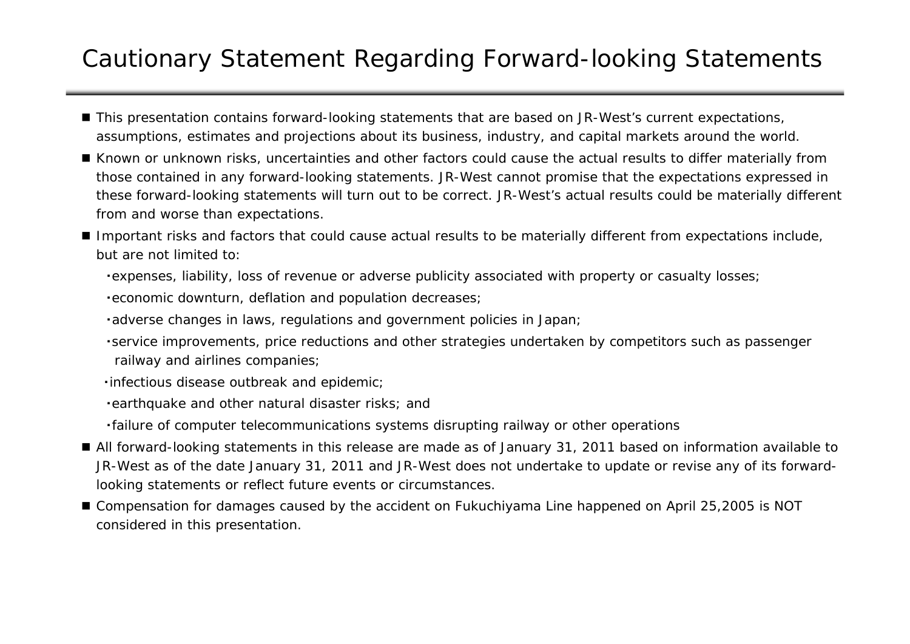# Cautionary Statement Regarding Forward-looking Statements

- This presentation contains forward-looking statements that are based on JR-West's current expectations, assumptions, estimates and projections about its business, industry, and capital markets around the world.
- Known or unknown risks, uncertainties and other factors could cause the actual results to differ materially from those contained in any forward-looking statements. JR-West cannot promise that the expectations expressed in these forward-looking statements will turn out to be correct. JR-West's actual results could be materially different from and worse than expectations.
- Important risks and factors that could cause actual results to be materially different from expectations include, but are not limited to:
  - ･expenses, liability, loss of revenue or adverse publicity associated with property or casualty losses;
  - ･economic downturn, deflation and population decreases;
  - ･adverse changes in laws, regulations and government policies in Japan;
  - ･service improvements, price reductions and other strategies undertaken by competitors such as passenger railway and airlines companies;
  - ･infectious disease outbreak and epidemic;
  - ･earthquake and other natural disaster risks; and
  - ･failure of computer telecommunications systems disrupting railway or other operations
- All forward-looking statements in this release are made as of January 31, 2011 based on information available to JR-West as of the date January 31, 2011 and JR-West does not undertake to update or revise any of its forward-looking statements or reflect future events or circumstances.
- Compensation for damages caused by the accident on Fukuchiyama Line happened on April 25,2005 is NOT considered in this presentation.